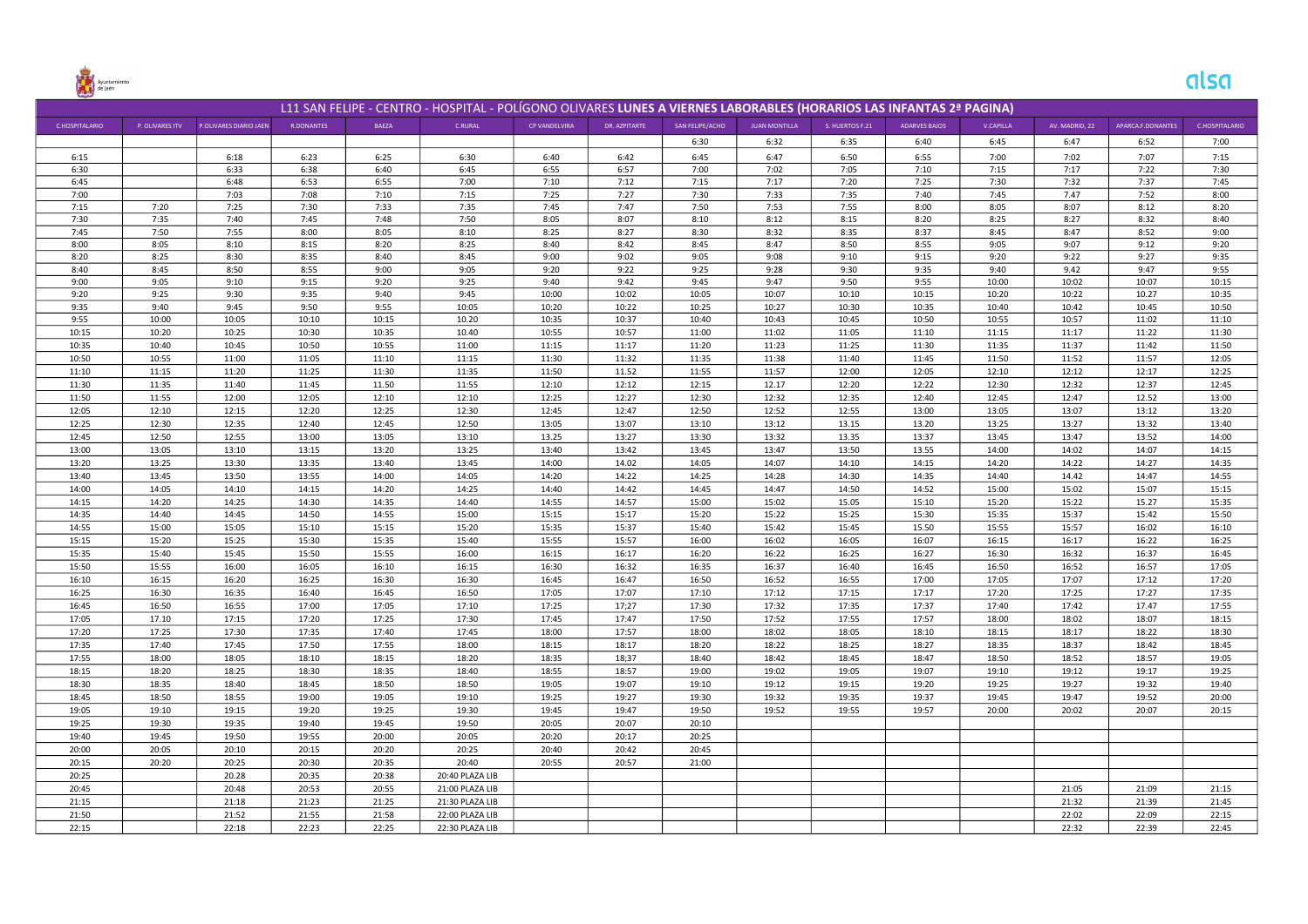# L11 SAN FELIPE - CENTRO - HOSPITAL - POLÍGONO OLIVARES **LUNES A VIERNES LABORABLES (HORARIOS LAS INFANTAS 2ª PAGINA)**

| C.HOSPITALARIO | P. OLIVARES ITV | P.OLIVARES DIARIO JAEN | R.DONANTES | BAEZA | C.RURAL | CP VANDELVIRA | DR. AZPITARTE | SAN FELIPE/ACHO | JUAN MONTILLA | S. HUERTOS F.21 | ADARVES BAJOS | V.CAPILLA | AV. MADRID, 22 | APARCA.F.DONANTES | C.HOSPITALARIO |
|---|---|---|---|---|---|---|---|---|---|---|---|---|---|---|---|
| | | | | | | | | 6:30 | 6:32 | 6:35 | 6:40 | 6:45 | 6:47 | 6:52 | 7:00 |
| 6:15 | | 6:18 | 6:23 | 6:25 | 6:30 | 6:40 | 6:42 | 6:45 | 6:47 | 6:50 | 6:55 | 7:00 | 7:02 | 7:07 | 7:15 |
| 6:30 | | 6:33 | 6:38 | 6:40 | 6:45 | 6:55 | 6:57 | 7:00 | 7:02 | 7:05 | 7:10 | 7:15 | 7:17 | 7:22 | 7:30 |
| 6:45 | | 6:48 | 6:53 | 6:55 | 7:00 | 7:10 | 7:12 | 7:15 | 7:17 | 7:20 | 7:25 | 7:30 | 7:32 | 7:37 | 7:45 |
| 7:00 | | 7:03 | 7:08 | 7:10 | 7:15 | 7:25 | 7:27 | 7:30 | 7:33 | 7:35 | 7:40 | 7:45 | 7.47 | 7:52 | 8:00 |
| 7:15 | 7:20 | 7:25 | 7:30 | 7:33 | 7:35 | 7:45 | 7:47 | 7:50 | 7:53 | 7:55 | 8:00 | 8:05 | 8:07 | 8:12 | 8:20 |
| 7:30 | 7:35 | 7:40 | 7:45 | 7:48 | 7:50 | 8:05 | 8:07 | 8:10 | 8:12 | 8:15 | 8:20 | 8:25 | 8:27 | 8:32 | 8:40 |
| 7:45 | 7:50 | 7:55 | 8:00 | 8:05 | 8:10 | 8:25 | 8:27 | 8:30 | 8:32 | 8:35 | 8:37 | 8:45 | 8:47 | 8:52 | 9:00 |
| 8:00 | 8:05 | 8:10 | 8:15 | 8:20 | 8:25 | 8:40 | 8:42 | 8:45 | 8:47 | 8:50 | 8:55 | 9:05 | 9:07 | 9:12 | 9:20 |
| 8:20 | 8:25 | 8:30 | 8:35 | 8:40 | 8:45 | 9:00 | 9:02 | 9:05 | 9:08 | 9:10 | 9:15 | 9:20 | 9:22 | 9:27 | 9:35 |
| 8:40 | 8:45 | 8:50 | 8:55 | 9:00 | 9:05 | 9:20 | 9:22 | 9:25 | 9:28 | 9:30 | 9:35 | 9:40 | 9.42 | 9:47 | 9:55 |
| 9:00 | 9:05 | 9:10 | 9:15 | 9:20 | 9:25 | 9:40 | 9:42 | 9:45 | 9:47 | 9:50 | 9:55 | 10:00 | 10:02 | 10:07 | 10:15 |
| 9:20 | 9:25 | 9:30 | 9:35 | 9:40 | 9:45 | 10:00 | 10:02 | 10:05 | 10:07 | 10:10 | 10:15 | 10:20 | 10:22 | 10.27 | 10:35 |
| 9:35 | 9:40 | 9:45 | 9:50 | 9:55 | 10:05 | 10:20 | 10:22 | 10:25 | 10:27 | 10:30 | 10:35 | 10:40 | 10:42 | 10:45 | 10:50 |
| 9:55 | 10:00 | 10:05 | 10:10 | 10:15 | 10.20 | 10:35 | 10:37 | 10:40 | 10:43 | 10:45 | 10:50 | 10:55 | 10:57 | 11:02 | 11:10 |
| 10:15 | 10:20 | 10:25 | 10:30 | 10:35 | 10.40 | 10:55 | 10:57 | 11:00 | 11:02 | 11:05 | 11:10 | 11:15 | 11:17 | 11:22 | 11:30 |
| 10:35 | 10:40 | 10:45 | 10:50 | 10:55 | 11:00 | 11:15 | 11:17 | 11:20 | 11:23 | 11:25 | 11:30 | 11:35 | 11:37 | 11:42 | 11:50 |
| 10:50 | 10:55 | 11:00 | 11:05 | 11:10 | 11:15 | 11:30 | 11:32 | 11:35 | 11:38 | 11:40 | 11:45 | 11:50 | 11:52 | 11:57 | 12:05 |
| 11:10 | 11:15 | 11:20 | 11:25 | 11:30 | 11:35 | 11:50 | 11.52 | 11:55 | 11:57 | 12:00 | 12:05 | 12:10 | 12:12 | 12:17 | 12:25 |
| 11:30 | 11:35 | 11:40 | 11:45 | 11.50 | 11:55 | 12:10 | 12:12 | 12:15 | 12.17 | 12:20 | 12:22 | 12:30 | 12:32 | 12:37 | 12:45 |
| 11:50 | 11:55 | 12:00 | 12:05 | 12:10 | 12:10 | 12:25 | 12:27 | 12:30 | 12:32 | 12:35 | 12:40 | 12:45 | 12:47 | 12.52 | 13:00 |
| 12:05 | 12:10 | 12:15 | 12:20 | 12:25 | 12:30 | 12:45 | 12:47 | 12:50 | 12:52 | 12:55 | 13:00 | 13:05 | 13:07 | 13:12 | 13:20 |
| 12:25 | 12:30 | 12:35 | 12:40 | 12:45 | 12:50 | 13:05 | 13:07 | 13:10 | 13:12 | 13.15 | 13.20 | 13:25 | 13:27 | 13:32 | 13:40 |
| 12:45 | 12:50 | 12:55 | 13:00 | 13:05 | 13:10 | 13.25 | 13:27 | 13:30 | 13:32 | 13:35 | 13:37 | 13:45 | 13:47 | 13:52 | 14:00 |
| 13:00 | 13:05 | 13:10 | 13:15 | 13:20 | 13:25 | 13:40 | 13:42 | 13:45 | 13:47 | 13:50 | 13.55 | 14:00 | 14:02 | 14:07 | 14:15 |
| 13:20 | 13:25 | 13:30 | 13:35 | 13:40 | 13:45 | 14:00 | 14.02 | 14:05 | 14:07 | 14:10 | 14:15 | 14:20 | 14:22 | 14:27 | 14:35 |
| 13:40 | 13:45 | 13:50 | 13:55 | 14:00 | 14:05 | 14:20 | 14:22 | 14:25 | 14:28 | 14:30 | 14:35 | 14:40 | 14.42 | 14:47 | 14:55 |
| 14:00 | 14:05 | 14:10 | 14:15 | 14:20 | 14:25 | 14:40 | 14:42 | 14:45 | 14:47 | 14:50 | 14:52 | 15:00 | 15:02 | 15:07 | 15:15 |
| 14:15 | 14:20 | 14:25 | 14:30 | 14:35 | 14:40 | 14:55 | 14:57 | 15:00 | 15:02 | 15.05 | 15:10 | 15:20 | 15:22 | 15.27 | 15:35 |
| 14:35 | 14:40 | 14:45 | 14:50 | 14:55 | 15:00 | 15:15 | 15:17 | 15:20 | 15:22 | 15:25 | 15:30 | 15:35 | 15:37 | 15:42 | 15:50 |
| 14:55 | 15:00 | 15:05 | 15:10 | 15:15 | 15:20 | 15:35 | 15:37 | 15:40 | 15:42 | 15:45 | 15.50 | 15:55 | 15:57 | 16:02 | 16:10 |
| 15:15 | 15:20 | 15:25 | 15:30 | 15:35 | 15:40 | 15:55 | 15:57 | 16:00 | 16:02 | 16:05 | 16:07 | 16:15 | 16:17 | 16:22 | 16:25 |
| 15:35 | 15:40 | 15:45 | 15:50 | 15:55 | 16:00 | 16:15 | 16:17 | 16:20 | 16:22 | 16:25 | 16:27 | 16:30 | 16:32 | 16:37 | 16:45 |
| 15:50 | 15:55 | 16:00 | 16:05 | 16:10 | 16:15 | 16:30 | 16:32 | 16:35 | 16:37 | 16:40 | 16:45 | 16:50 | 16:52 | 16:57 | 17:05 |
| 16:10 | 16:15 | 16:20 | 16:25 | 16:30 | 16:30 | 16:45 | 16:47 | 16:50 | 16:52 | 16:55 | 17:00 | 17:05 | 17:07 | 17:12 | 17:20 |
| 16:25 | 16:30 | 16:35 | 16:40 | 16:45 | 16:50 | 17:05 | 17:07 | 17:10 | 17:12 | 17:15 | 17:17 | 17:20 | 17:25 | 17:27 | 17:35 |
| 16:45 | 16:50 | 16:55 | 17:00 | 17:05 | 17:10 | 17:25 | 17;27 | 17:30 | 17:32 | 17:35 | 17:37 | 17:40 | 17:42 | 17.47 | 17:55 |
| 17:05 | 17.10 | 17:15 | 17:20 | 17:25 | 17:30 | 17:45 | 17:47 | 17:50 | 17:52 | 17:55 | 17:57 | 18:00 | 18:02 | 18:07 | 18:15 |
| 17:20 | 17:25 | 17:30 | 17:35 | 17:40 | 17:45 | 18:00 | 17:57 | 18:00 | 18:02 | 18:05 | 18:10 | 18:15 | 18:17 | 18:22 | 18:30 |
| 17:35 | 17:40 | 17:45 | 17:50 | 17:55 | 18:00 | 18:15 | 18:17 | 18:20 | 18:22 | 18:25 | 18:27 | 18:35 | 18:37 | 18:42 | 18:45 |
| 17:55 | 18:00 | 18:05 | 18:10 | 18:15 | 18:20 | 18:35 | 18;37 | 18:40 | 18:42 | 18:45 | 18:47 | 18:50 | 18:52 | 18:57 | 19:05 |
| 18:15 | 18:20 | 18:25 | 18:30 | 18:35 | 18:40 | 18:55 | 18:57 | 19:00 | 19:02 | 19:05 | 19:07 | 19:10 | 19:12 | 19:17 | 19:25 |
| 18:30 | 18:35 | 18:40 | 18:45 | 18:50 | 18:50 | 19:05 | 19:07 | 19:10 | 19:12 | 19:15 | 19:20 | 19:25 | 19:27 | 19:32 | 19:40 |
| 18:45 | 18:50 | 18:55 | 19:00 | 19:05 | 19:10 | 19:25 | 19:27 | 19:30 | 19:32 | 19:35 | 19:37 | 19:45 | 19:47 | 19:52 | 20:00 |
| 19:05 | 19:10 | 19:15 | 19:20 | 19:25 | 19:30 | 19:45 | 19:47 | 19:50 | 19:52 | 19:55 | 19:57 | 20:00 | 20:02 | 20:07 | 20:15 |
| 19:25 | 19:30 | 19:35 | 19:40 | 19:45 | 19:50 | 20:05 | 20:07 | 20:10 | | | | | | | |
| 19:40 | 19:45 | 19:50 | 19:55 | 20:00 | 20:05 | 20:20 | 20:17 | 20:25 | | | | | | | |
| 20:00 | 20:05 | 20:10 | 20:15 | 20:20 | 20:25 | 20:40 | 20:42 | 20:45 | | | | | | | |
| 20:15 | 20:20 | 20:25 | 20:30 | 20:35 | 20:40 | 20:55 | 20:57 | 21:00 | | | | | | | |
| 20:25 | | 20:28 | 20:35 | 20:38 | 20:40 PLAZA LIB | | | | | | | | | | |
| 20:45 | | 20:48 | 20:53 | 20:55 | 21:00 PLAZA LIB | | | | | | | | 21:05 | 21:09 | 21:15 |
| 21:15 | | 21:18 | 21:23 | 21:25 | 21:30 PLAZA LIB | | | | | | | | 21:32 | 21:39 | 21:45 |
| 21:50 | | 21:52 | 21:55 | 21:58 | 22:00 PLAZA LIB | | | | | | | | 22:02 | 22:09 | 22:15 |
| 22:15 | | 22:18 | 22:23 | 22:25 | 22:30 PLAZA LIB | | | | | | | | 22:32 | 22:39 | 22:45 |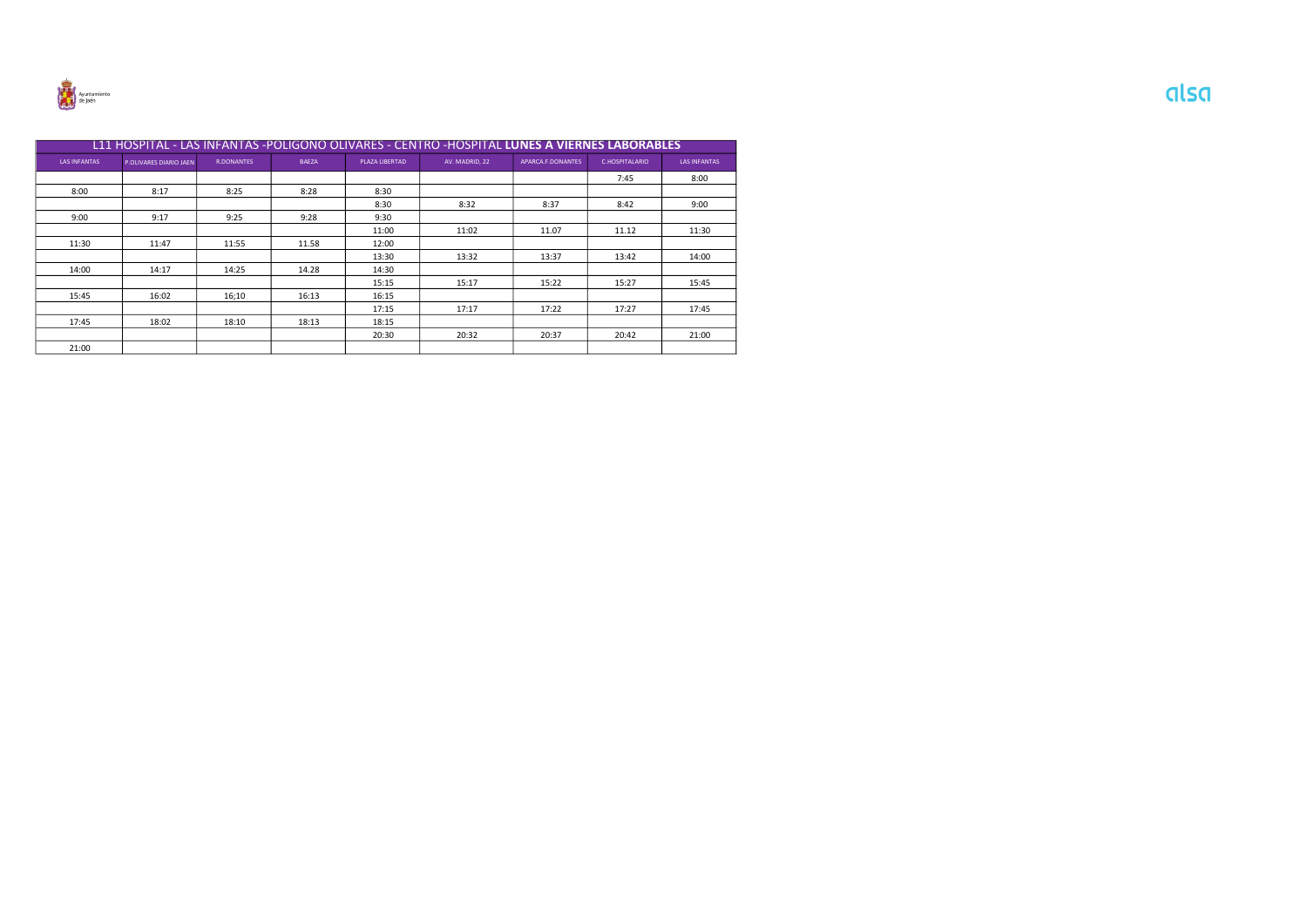| L11 HOSPITAL - LAS INFANTAS -POLIGONO OLIVARES - CENTRO -HOSPITAL **LUNES A VIERNES LABORABLES** | | | | | | | | |
|---|---|---|---|---|---|---|---|---|
| LAS INFANTAS | P.OLIVARES DIARIO JAEN | R.DONANTES | BAEZA | PLAZA LIBERTAD | AV. MADRID, 22 | APARCA.F.DONANTES | C.HOSPITALARIO | LAS INFANTAS |
| | | | | | | | 7:45 | 8:00 |
| 8:00 | 8:17 | 8:25 | 8:28 | 8:30 | | | | |
| | | | | 8:30 | 8:32 | 8:37 | 8:42 | 9:00 |
| 9:00 | 9:17 | 9:25 | 9:28 | 9:30 | | | | |
| | | | | 11:00 | 11:02 | 11.07 | 11.12 | 11:30 |
| 11:30 | 11:47 | 11:55 | 11.58 | 12:00 | | | | |
| | | | | 13:30 | 13:32 | 13:37 | 13:42 | 14:00 |
| 14:00 | 14:17 | 14:25 | 14.28 | 14:30 | | | | |
| | | | | 15:15 | 15:17 | 15:22 | 15:27 | 15:45 |
| 15:45 | 16:02 | 16;10 | 16:13 | 16:15 | | | | |
| | | | | 17:15 | 17:17 | 17:22 | 17:27 | 17:45 |
| 17:45 | 18:02 | 18:10 | 18:13 | 18:15 | | | | |
| | | | | 20:30 | 20:32 | 20:37 | 20:42 | 21:00 |
| 21:00 | | | | | | | | |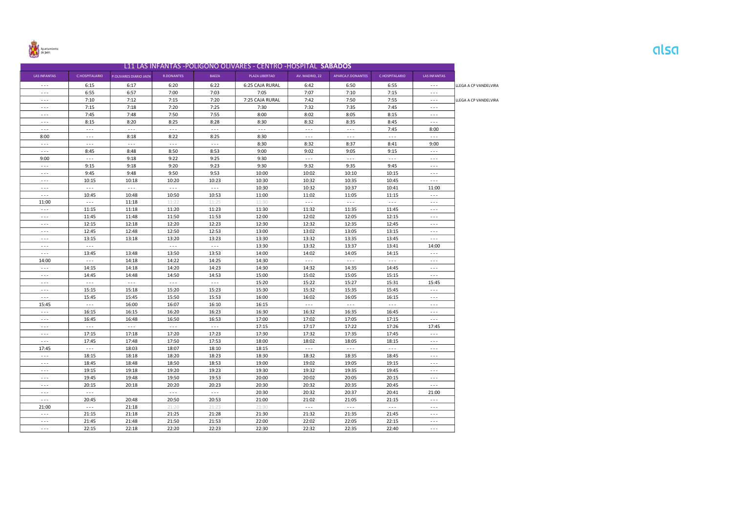Ayuntamiento de Jaén

alsa

## L11 LAS INFANTAS -POLIGONO OLIVARES - CENTRO -HOSPITAL **SABADOS**

| LAS INFANTAS | C.HOSPITALARIO | P.OLIVARES DIARIO JAEN | R.DONANTES | BAEZA | PLAZA LIBERTAD | AV. MADRID, 22 | APARCA.F.DONANTES | C.HOSPITALARIO | LAS INFANTAS | |
|---|---|---|---|---|---|---|---|---|---|---|
| - - - | 6:15 | 6:17 | 6:20 | 6:22 | 6:25 CAJA RURAL | 6:42 | 6:50 | 6:55 | - - - | LLEGA A CP VANDELVIRA |
| - - - | 6:55 | 6:57 | 7:00 | 7:03 | 7:05 | 7:07 | 7:10 | 7:15 | - - - | |
| - - - | 7:10 | 7:12 | 7:15 | 7:20 | 7:25 CAJA RURAL | 7:42 | 7:50 | 7:55 | - - - | LLEGA A CP VANDELVIRA |
| - - - | 7:15 | 7:18 | 7:20 | 7:25 | 7:30 | 7:32 | 7:35 | 7:45 | - - - | |
| - - - | 7:45 | 7:48 | 7:50 | 7:55 | 8:00 | 8:02 | 8:05 | 8:15 | - - - | |
| - - - | 8:15 | 8:20 | 8:25 | 8:28 | 8:30 | 8:32 | 8:35 | 8:45 | - - - | |
| - - - | - - - | - - - | - - - | - - - | - - - | - - - | - - - | 7:45 | 8:00 | |
| 8:00 | - - - | 8:18 | 8:22 | 8:25 | 8:30 | - - - | - - - | - - - | - - - | |
| - - - | - - - | - - - | - - - | - - - | 8:30 | 8:32 | 8:37 | 8:41 | 9:00 | |
| - - - | 8:45 | 8:48 | 8:50 | 8:53 | 9:00 | 9:02 | 9:05 | 9:15 | - - - | |
| 9:00 | - - - | 9:18 | 9:22 | 9:25 | 9:30 | - - - | - - - | - - - | - - - | |
| - - - | 9:15 | 9:18 | 9:20 | 9:23 | 9:30 | 9:32 | 9:35 | 9:45 | - - - | |
| - - - | 9:45 | 9:48 | 9:50 | 9:53 | 10:00 | 10:02 | 10:10 | 10:15 | - - - | |
| - - - | 10:15 | 10:18 | 10:20 | 10:23 | 10:30 | 10:32 | 10:35 | 10:45 | - - - | |
| - - - | - - - | - - - | - - - | - - - | 10:30 | 10:32 | 10:37 | 10:41 | 11:00 | |
| - - - | 10:45 | 10:48 | 10:50 | 10:53 | 11:00 | 11:02 | 11:05 | 11:15 | - - - | |
| 11:00 | - - - | 11:18 | 11:22 | 11:25 | 11:30 | - - - | - - - | - - - | - - - | |
| - - - | 11:15 | 11:18 | 11:20 | 11:23 | 11:30 | 11:32 | 11:35 | 11:45 | - - - | |
| - - - | 11:45 | 11:48 | 11:50 | 11:53 | 12:00 | 12:02 | 12:05 | 12:15 | - - - | |
| - - - | 12:15 | 12:18 | 12:20 | 12:23 | 12:30 | 12:32 | 12:35 | 12:45 | - - - | |
| - - - | 12:45 | 12:48 | 12:50 | 12:53 | 13:00 | 13:02 | 13:05 | 13:15 | - - - | |
| - - - | 13:15 | 13:18 | 13:20 | 13:23 | 13:30 | 13:32 | 13:35 | 13:45 | - - - | |
| - - - | - - - | | - - - | - - - | 13:30 | 13:32 | 13:37 | 13:41 | 14:00 | |
| - - - | 13:45 | 13:48 | 13:50 | 13:53 | 14:00 | 14:02 | 14:05 | 14:15 | - - - | |
| 14:00 | - - - | 14:18 | 14:22 | 14:25 | 14:30 | - - - | - - - | - - - | - - - | |
| - - - | 14:15 | 14:18 | 14:20 | 14:23 | 14:30 | 14:32 | 14:35 | 14:45 | - - - | |
| - - - | 14:45 | 14:48 | 14:50 | 14:53 | 15:00 | 15:02 | 15:05 | 15:15 | - - - | |
| - - - | - - - | - - - | - - - | - - - | 15:20 | 15:22 | 15:27 | 15:31 | 15:45 | |
| - - - | 15:15 | 15:18 | 15:20 | 15:23 | 15:30 | 15:32 | 15:35 | 15:45 | - - - | |
| - - - | 15:45 | 15:45 | 15:50 | 15:53 | 16:00 | 16:02 | 16:05 | 16:15 | - - - | |
| 15:45 | - - - | 16:00 | 16:07 | 16:10 | 16:15 | - - - | - - - | - - - | - - - | |
| - - - | 16:15 | 16:15 | 16:20 | 16:23 | 16:30 | 16:32 | 16:35 | 16:45 | - - - | |
| - - - | 16:45 | 16:48 | 16:50 | 16:53 | 17:00 | 17:02 | 17:05 | 17:15 | - - - | |
| - - - | - - - | - - - | - - - | - - - | 17:15 | 17:17 | 17:22 | 17:26 | 17:45 | |
| - - - | 17:15 | 17:18 | 17:20 | 17:23 | 17:30 | 17:32 | 17:35 | 17:45 | - - - | |
| - - - | 17:45 | 17:48 | 17:50 | 17:53 | 18:00 | 18:02 | 18:05 | 18:15 | - - - | |
| 17:45 | - - - | 18:03 | 18:07 | 18:10 | 18:15 | - - - | - - - | - - - | - - - | |
| - - - | 18:15 | 18:18 | 18:20 | 18:23 | 18:30 | 18:32 | 18:35 | 18:45 | - - - | |
| - - - | 18:45 | 18:48 | 18:50 | 18:53 | 19:00 | 19:02 | 19:05 | 19:15 | - - - | |
| - - - | 19:15 | 19:18 | 19:20 | 19:23 | 19:30 | 19:32 | 19:35 | 19:45 | - - - | |
| - - - | 19:45 | 19:48 | 19:50 | 19:53 | 20:00 | 20:02 | 20:05 | 20:15 | - - - | |
| - - - | 20:15 | 20:18 | 20:20 | 20:23 | 20:30 | 20:32 | 20:35 | 20:45 | - - - | |
| - - - | - - - | | - - - | - - - | 20:30 | 20:32 | 20:37 | 20:41 | 21:00 | |
| - - - | 20:45 | 20:48 | 20:50 | 20:53 | 21:00 | 21:02 | 21:05 | 21:15 | - - - | |
| 21:00 | - - - | 21:18 | 21:20 | 21:23 | 21:30 | - - - | - - - | - - - | - - - | |
| - - - | 21:15 | 21:18 | 21:25 | 21:28 | 21:30 | 21:32 | 21:35 | 21:45 | - - - | |
| - - - | 21:45 | 21:48 | 21:50 | 21:53 | 22:00 | 22:02 | 22:05 | 22:15 | - - - | |
| - - - | 22:15 | 22:18 | 22:20 | 22:23 | 22:30 | 22:32 | 22:35 | 22:40 | - - - | |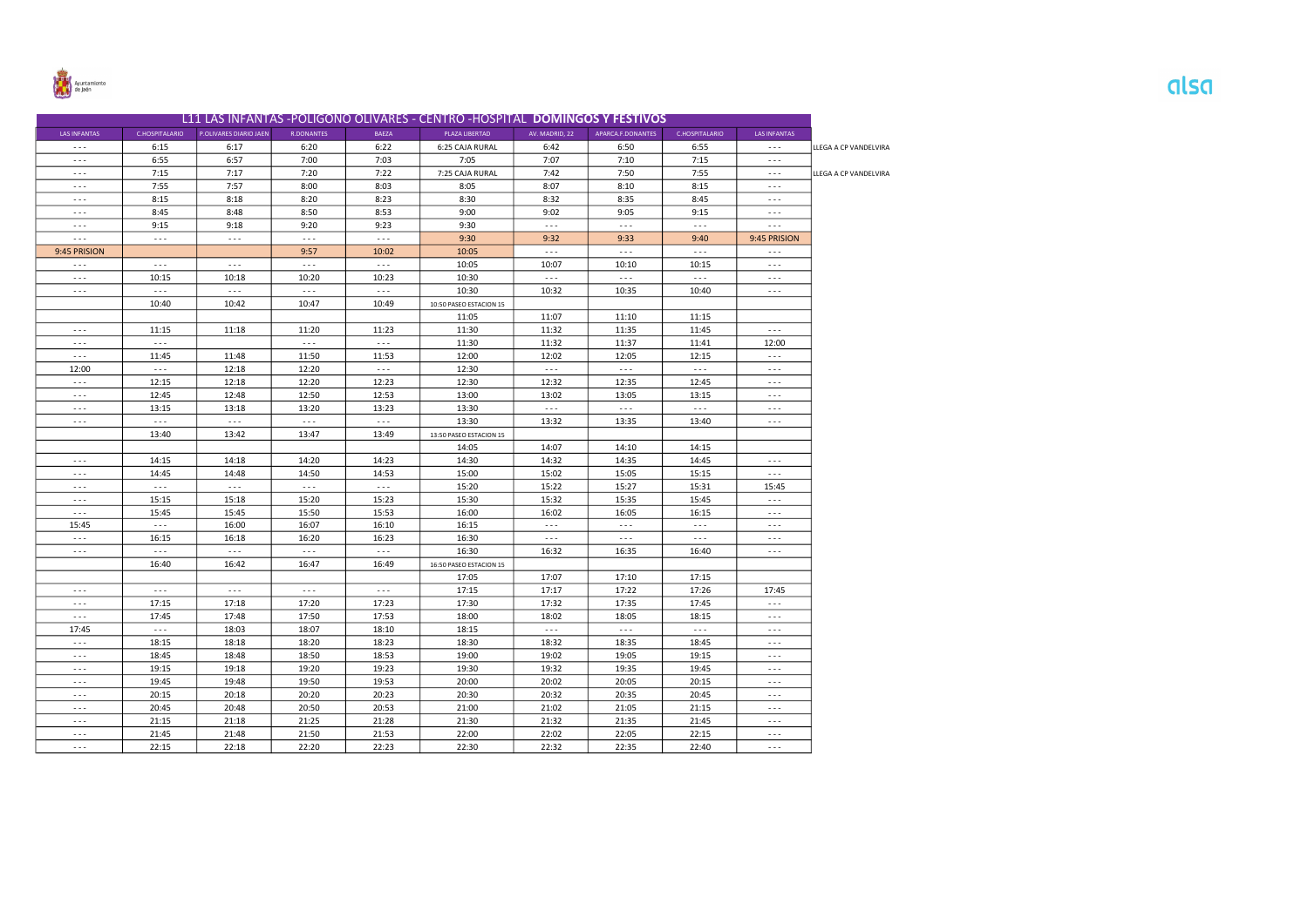## L11 LAS INFANTAS -POLIGONO OLIVARES - CENTRO -HOSPITAL **DOMINGOS Y FESTIVOS**

| LAS INFANTAS | C.HOSPITALARIO | P.OLIVARES DIARIO JAEN | R.DONANTES | BAEZA | PLAZA LIBERTAD | AV. MADRID, 22 | APARCA.F.DONANTES | C.HOSPITALARIO | LAS INFANTAS | |
|---|---|---|---|---|---|---|---|---|---|---|
| - - - | 6:15 | 6:17 | 6:20 | 6:22 | 6:25 CAJA RURAL | 6:42 | 6:50 | 6:55 | - - - | LLEGA A CP VANDELVIRA |
| - - - | 6:55 | 6:57 | 7:00 | 7:03 | 7:05 | 7:07 | 7:10 | 7:15 | - - - | |
| - - - | 7:15 | 7:17 | 7:20 | 7:22 | 7:25 CAJA RURAL | 7:42 | 7:50 | 7:55 | - - - | LLEGA A CP VANDELVIRA |
| - - - | 7:55 | 7:57 | 8:00 | 8:03 | 8:05 | 8:07 | 8:10 | 8:15 | - - - | |
| - - - | 8:15 | 8:18 | 8:20 | 8:23 | 8:30 | 8:32 | 8:35 | 8:45 | - - - | |
| - - - | 8:45 | 8:48 | 8:50 | 8:53 | 9:00 | 9:02 | 9:05 | 9:15 | - - - | |
| - - - | 9:15 | 9:18 | 9:20 | 9:23 | 9:30 | - - - | - - - | - - - | - - - | |
| - - - | - - - | - - - | - - - | - - - | 9:30 | 9:32 | 9:33 | 9:40 | 9:45 PRISION | |
| 9:45 PRISION | | | 9:57 | 10:02 | 10:05 | - - - | - - - | - - - | - - - | |
| - - - | - - - | - - - | - - - | - - - | 10:05 | 10:07 | 10:10 | 10:15 | - - - | |
| - - - | 10:15 | 10:18 | 10:20 | 10:23 | 10:30 | - - - | - - - | - - - | - - - | |
| - - - | - - - | - - - | - - - | - - - | 10:30 | 10:32 | 10:35 | 10:40 | - - - | |
| | 10:40 | 10:42 | 10:47 | 10:49 | 10:50 PASEO ESTACION 15 | | | | | |
| | | | | | 11:05 | 11:07 | 11:10 | 11:15 | | |
| - - - | 11:15 | 11:18 | 11:20 | 11:23 | 11:30 | 11:32 | 11:35 | 11:45 | - - - | |
| - - - | - - - | | - - - | - - - | 11:30 | 11:32 | 11:37 | 11:41 | 12:00 | |
| - - - | 11:45 | 11:48 | 11:50 | 11:53 | 12:00 | 12:02 | 12:05 | 12:15 | - - - | |
| 12:00 | - - - | 12:18 | 12:20 | - - - | 12:30 | - - - | - - - | - - - | - - - | |
| - - - | 12:15 | 12:18 | 12:20 | 12:23 | 12:30 | 12:32 | 12:35 | 12:45 | - - - | |
| - - - | 12:45 | 12:48 | 12:50 | 12:53 | 13:00 | 13:02 | 13:05 | 13:15 | - - - | |
| - - - | 13:15 | 13:18 | 13:20 | 13:23 | 13:30 | - - - | - - - | - - - | - - - | |
| - - - | - - - | - - - | - - - | - - - | 13:30 | 13:32 | 13:35 | 13:40 | - - - | |
| | 13:40 | 13:42 | 13:47 | 13:49 | 13:50 PASEO ESTACION 15 | | | | | |
| | | | | | 14:05 | 14:07 | 14:10 | 14:15 | | |
| - - - | 14:15 | 14:18 | 14:20 | 14:23 | 14:30 | 14:32 | 14:35 | 14:45 | - - - | |
| - - - | 14:45 | 14:48 | 14:50 | 14:53 | 15:00 | 15:02 | 15:05 | 15:15 | - - - | |
| - - - | - - - | - - - | - - - | - - - | 15:20 | 15:22 | 15:27 | 15:31 | 15:45 | |
| - - - | 15:15 | 15:18 | 15:20 | 15:23 | 15:30 | 15:32 | 15:35 | 15:45 | - - - | |
| - - - | 15:45 | 15:45 | 15:50 | 15:53 | 16:00 | 16:02 | 16:05 | 16:15 | - - - | |
| 15:45 | - - - | 16:00 | 16:07 | 16:10 | 16:15 | - - - | - - - | - - - | - - - | |
| - - - | 16:15 | 16:18 | 16:20 | 16:23 | 16:30 | - - - | - - - | - - - | - - - | |
| - - - | - - - | - - - | - - - | - - - | 16:30 | 16:32 | 16:35 | 16:40 | - - - | |
| | 16:40 | 16:42 | 16:47 | 16:49 | 16:50 PASEO ESTACION 15 | | | | | |
| | | | | | 17:05 | 17:07 | 17:10 | 17:15 | | |
| - - - | - - - | - - - | - - - | - - - | 17:15 | 17:17 | 17:22 | 17:26 | 17:45 | |
| - - - | 17:15 | 17:18 | 17:20 | 17:23 | 17:30 | 17:32 | 17:35 | 17:45 | - - - | |
| - - - | 17:45 | 17:48 | 17:50 | 17:53 | 18:00 | 18:02 | 18:05 | 18:15 | - - - | |
| 17:45 | - - - | 18:03 | 18:07 | 18:10 | 18:15 | - - - | - - - | - - - | - - - | |
| - - - | 18:15 | 18:18 | 18:20 | 18:23 | 18:30 | 18:32 | 18:35 | 18:45 | - - - | |
| - - - | 18:45 | 18:48 | 18:50 | 18:53 | 19:00 | 19:02 | 19:05 | 19:15 | - - - | |
| - - - | 19:15 | 19:18 | 19:20 | 19:23 | 19:30 | 19:32 | 19:35 | 19:45 | - - - | |
| - - - | 19:45 | 19:48 | 19:50 | 19:53 | 20:00 | 20:02 | 20:05 | 20:15 | - - - | |
| - - - | 20:15 | 20:18 | 20:20 | 20:23 | 20:30 | 20:32 | 20:35 | 20:45 | - - - | |
| - - - | 20:45 | 20:48 | 20:50 | 20:53 | 21:00 | 21:02 | 21:05 | 21:15 | - - - | |
| - - - | 21:15 | 21:18 | 21:25 | 21:28 | 21:30 | 21:32 | 21:35 | 21:45 | - - - | |
| - - - | 21:45 | 21:48 | 21:50 | 21:53 | 22:00 | 22:02 | 22:05 | 22:15 | - - - | |
| - - - | 22:15 | 22:18 | 22:20 | 22:23 | 22:30 | 22:32 | 22:35 | 22:40 | - - - | |